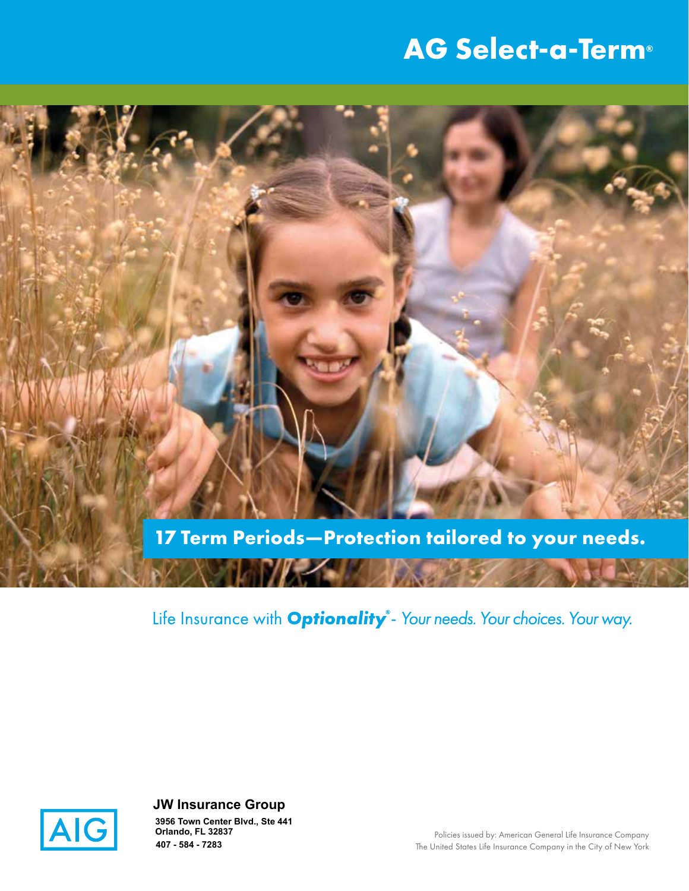# AG Select-a-Term®

## 17 Term Periods—Protection tailored to your needs.

Life Insurance with ***Optionality***® - *Your needs. Your choices. Your way.*

AIG

**JW Insurance Group**
**3956 Town Center Blvd., Ste 441**
**Orlando, FL 32837**
**407 - 584 - 7283**

Policies issued by: American General Life Insurance Company
The United States Life Insurance Company in the City of New York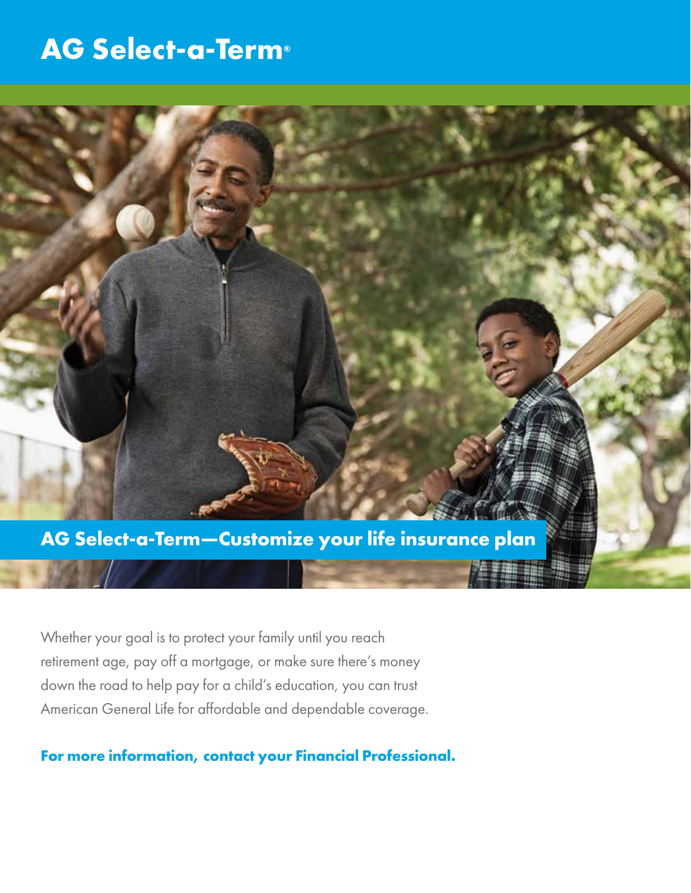# AG Select-a-Term®

## AG Select-a-Term—Customize your life insurance plan

Whether your goal is to protect your family until you reach retirement age, pay off a mortgage, or make sure there's money down the road to help pay for a child's education, you can trust American General Life for affordable and dependable coverage.

**For more information, contact your Financial Professional.**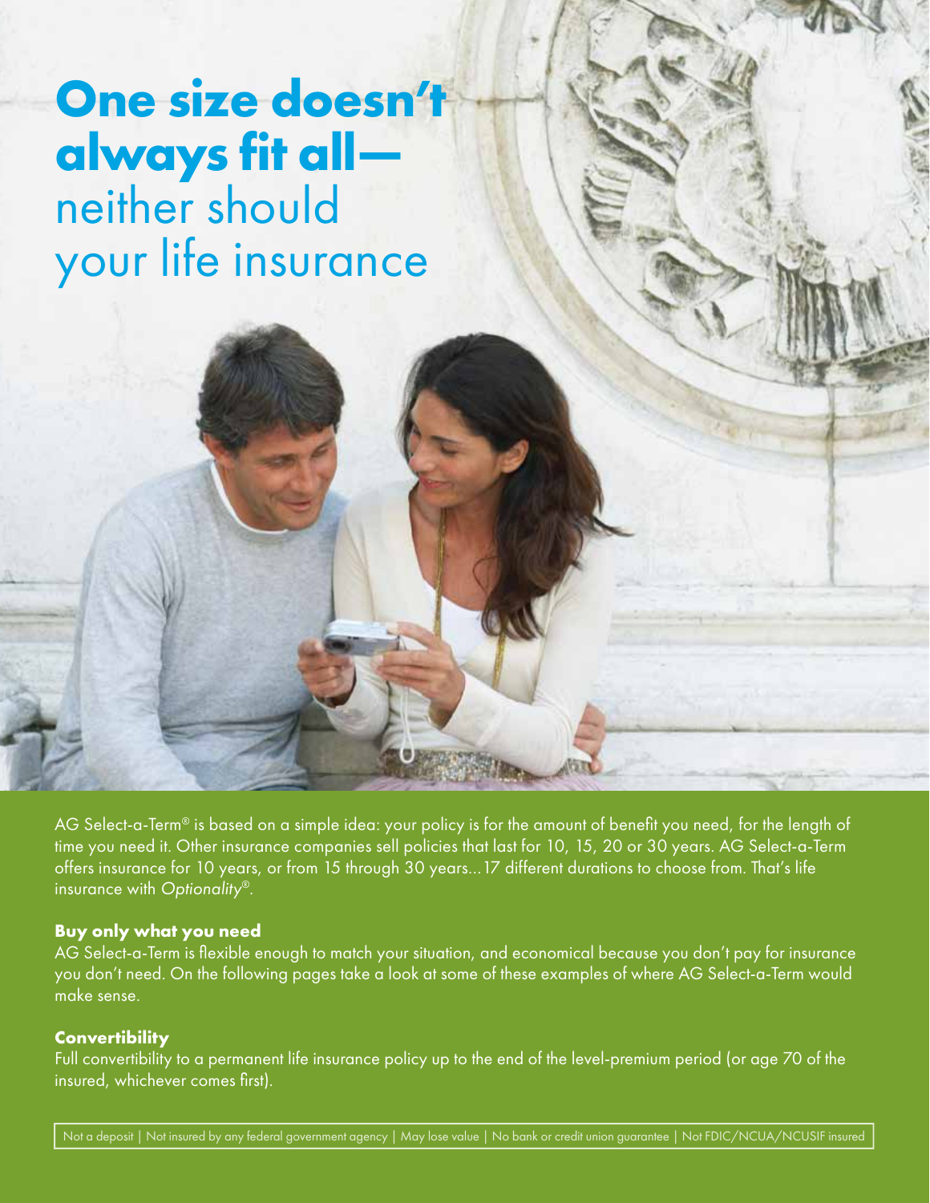# **One size doesn't always fit all—** neither should your life insurance

AG Select-a-Term® is based on a simple idea: your policy is for the amount of benefit you need, for the length of time you need it. Other insurance companies sell policies that last for 10, 15, 20 or 30 years. AG Select-a-Term offers insurance for 10 years, or from 15 through 30 years...17 different durations to choose from. That's life insurance with *Optionality*®.

**Buy only what you need**

AG Select-a-Term is flexible enough to match your situation, and economical because you don't pay for insurance you don't need. On the following pages take a look at some of these examples of where AG Select-a-Term would make sense.

**Convertibility**

Full convertibility to a permanent life insurance policy up to the end of the level-premium period (or age 70 of the insured, whichever comes first).

Not a deposit | Not insured by any federal government agency | May lose value | No bank or credit union guarantee | Not FDIC/NCUA/NCUSIF insured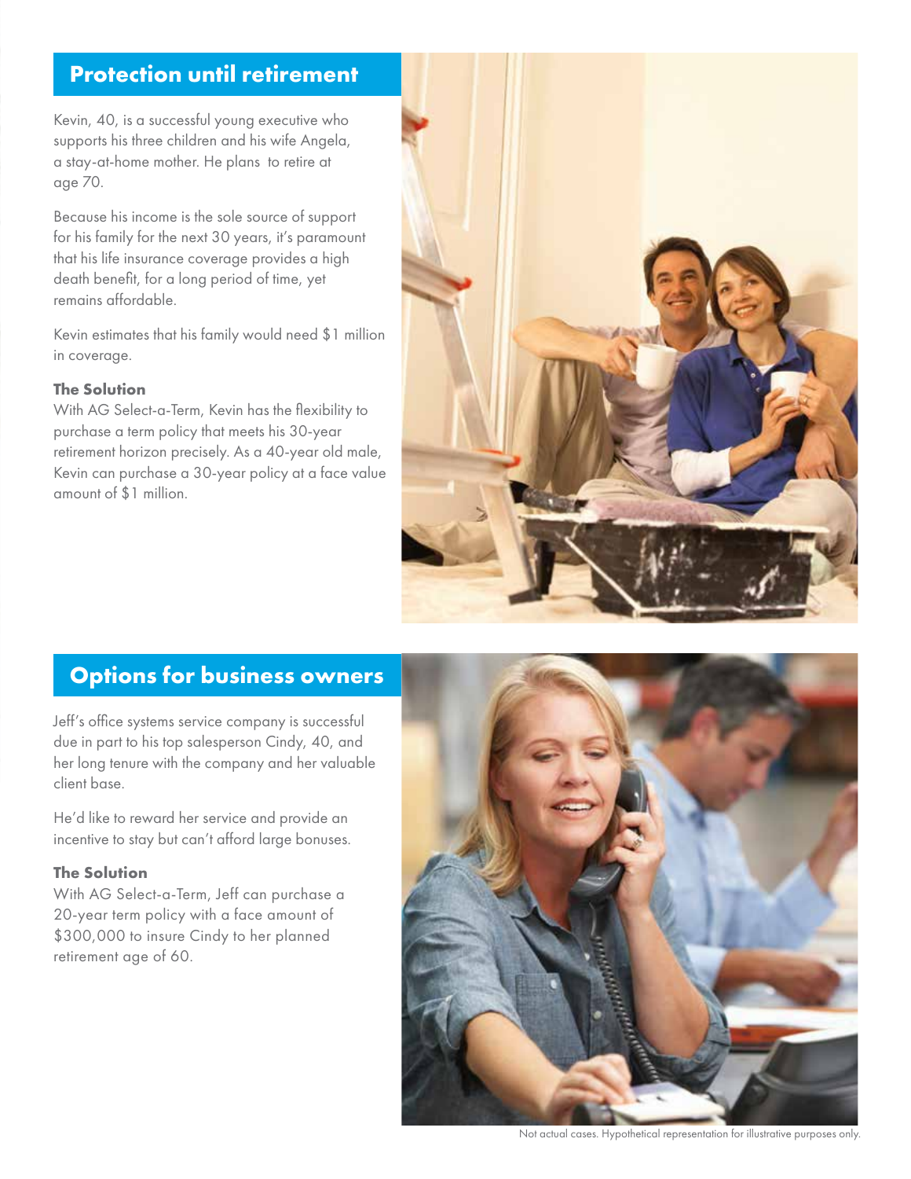## Protection until retirement

Kevin, 40, is a successful young executive who supports his three children and his wife Angela, a stay-at-home mother. He plans to retire at age 70.

Because his income is the sole source of support for his family for the next 30 years, it's paramount that his life insurance coverage provides a high death benefit, for a long period of time, yet remains affordable.

Kevin estimates that his family would need $1 million in coverage.

**The Solution**
With AG Select-a-Term, Kevin has the flexibility to purchase a term policy that meets his 30-year retirement horizon precisely. As a 40-year old male, Kevin can purchase a 30-year policy at a face value amount of $1 million.

## Options for business owners

Jeff's office systems service company is successful due in part to his top salesperson Cindy, 40, and her long tenure with the company and her valuable client base.

He'd like to reward her service and provide an incentive to stay but can't afford large bonuses.

**The Solution**
With AG Select-a-Term, Jeff can purchase a 20-year term policy with a face amount of $300,000 to insure Cindy to her planned retirement age of 60.

Not actual cases. Hypothetical representation for illustrative purposes only.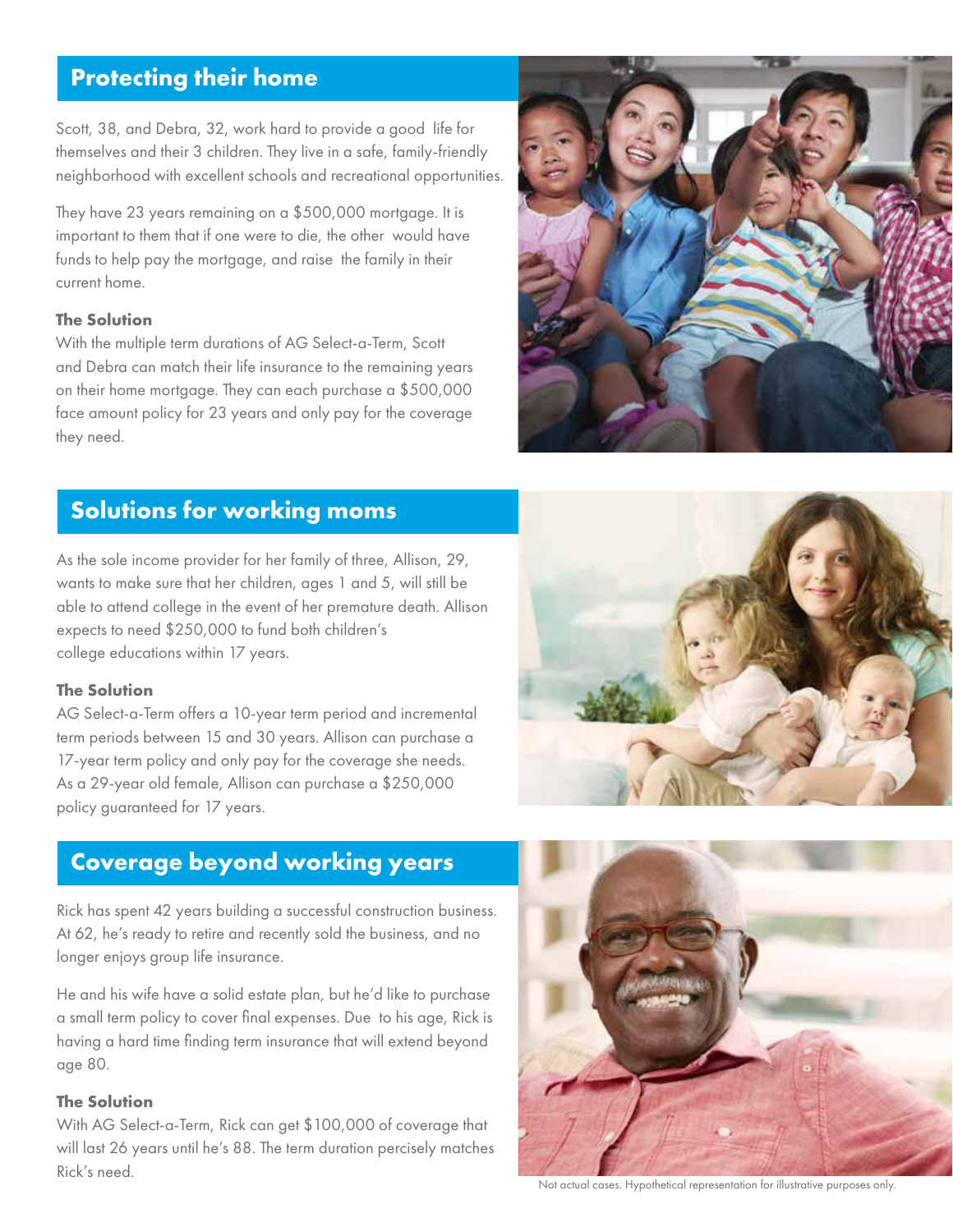## Protecting their home

Scott, 38, and Debra, 32, work hard to provide a good life for themselves and their 3 children. They live in a safe, family-friendly neighborhood with excellent schools and recreational opportunities.

They have 23 years remaining on a $500,000 mortgage. It is important to them that if one were to die, the other would have funds to help pay the mortgage, and raise the family in their current home.

**The Solution**
With the multiple term durations of AG Select-a-Term, Scott and Debra can match their life insurance to the remaining years on their home mortgage. They can each purchase a $500,000 face amount policy for 23 years and only pay for the coverage they need.

## Solutions for working moms

As the sole income provider for her family of three, Allison, 29, wants to make sure that her children, ages 1 and 5, will still be able to attend college in the event of her premature death. Allison expects to need $250,000 to fund both children's college educations within 17 years.

**The Solution**
AG Select-a-Term offers a 10-year term period and incremental term periods between 15 and 30 years. Allison can purchase a 17-year term policy and only pay for the coverage she needs. As a 29-year old female, Allison can purchase a $250,000 policy guaranteed for 17 years.

## Coverage beyond working years

Rick has spent 42 years building a successful construction business. At 62, he's ready to retire and recently sold the business, and no longer enjoys group life insurance.

He and his wife have a solid estate plan, but he'd like to purchase a small term policy to cover final expenses. Due to his age, Rick is having a hard time finding term insurance that will extend beyond age 80.

**The Solution**
With AG Select-a-Term, Rick can get $100,000 of coverage that will last 26 years until he's 88. The term duration percisely matches Rick's need.

Not actual cases. Hypothetical representation for illustrative purposes only.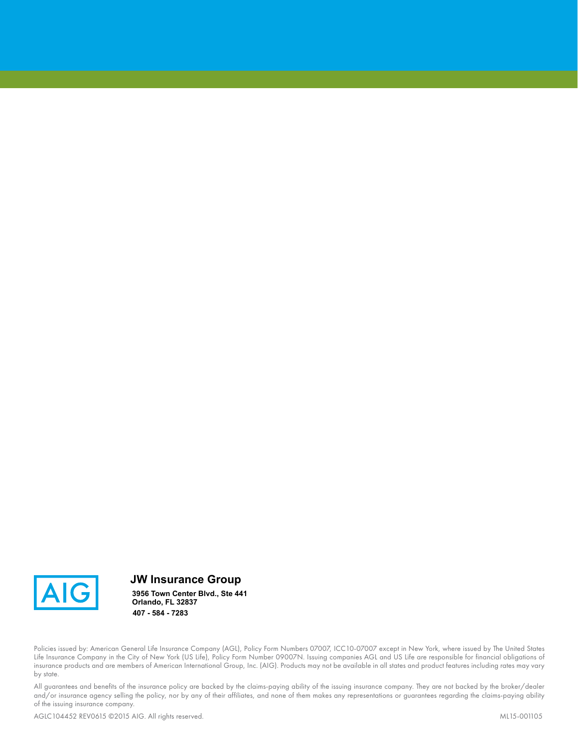AIG

**JW Insurance Group**

**3956 Town Center Blvd., Ste 441**
**Orlando, FL 32837**
**407 - 584 - 7283**

Policies issued by: American General Life Insurance Company (AGL), Policy Form Numbers 07007, ICC10-07007 except in New York, where issued by The United States Life Insurance Company in the City of New York (US Life), Policy Form Number 09007N. Issuing companies AGL and US Life are responsible for financial obligations of insurance products and are members of American International Group, Inc. (AIG). Products may not be available in all states and product features including rates may vary by state.

All guarantees and benefits of the insurance policy are backed by the claims-paying ability of the issuing insurance company. They are not backed by the broker/dealer and/or insurance agency selling the policy, nor by any of their affiliates, and none of them makes any representations or guarantees regarding the claims-paying ability of the issuing insurance company.

AGLC104452 REV0615 ©2015 AIG. All rights reserved.

ML15-001105